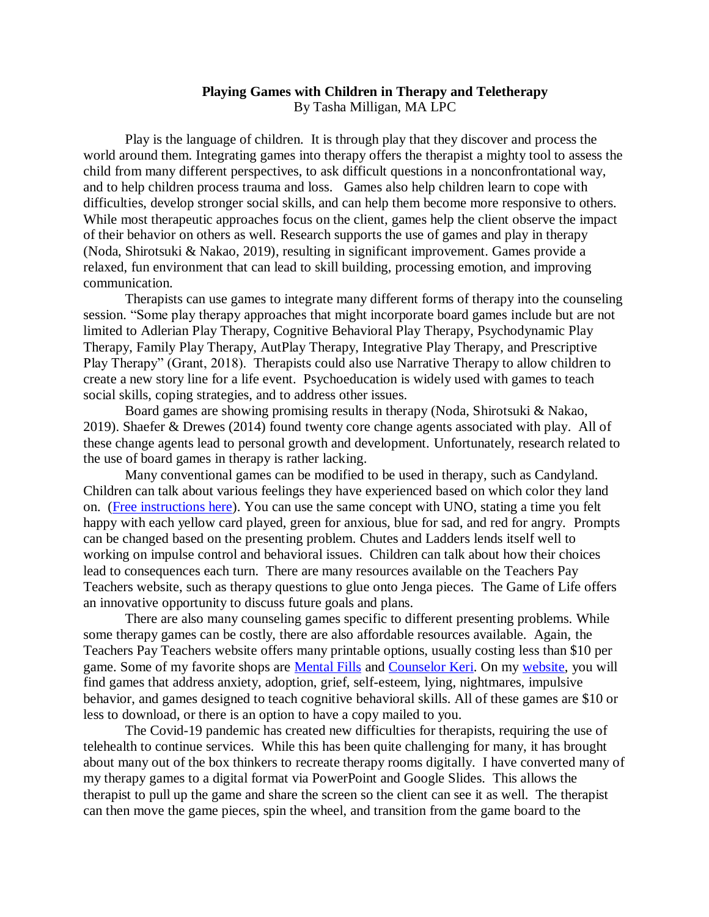**Playing Games with Children in Therapy and Teletherapy**

By Tasha Milligan, MA LPC

Play is the language of children. It is through play that they discover and process the world around them. Integrating games into therapy offers the therapist a mighty tool to assess the child from many different perspectives, to ask difficult questions in a nonconfrontational way, and to help children process trauma and loss. Games also help children learn to cope with difficulties, develop stronger social skills, and can help them become more responsive to others. While most therapeutic approaches focus on the client, games help the client observe the impact of their behavior on others as well. Research supports the use of games and play in therapy (Noda, Shirotsuki & Nakao, 2019), resulting in significant improvement. Games provide a relaxed, fun environment that can lead to skill building, processing emotion, and improving communication.

Therapists can use games to integrate many different forms of therapy into the counseling session. "Some play therapy approaches that might incorporate board games include but are not limited to Adlerian Play Therapy, Cognitive Behavioral Play Therapy, Psychodynamic Play Therapy, Family Play Therapy, AutPlay Therapy, Integrative Play Therapy, and Prescriptive Play Therapy" (Grant, 2018). Therapists could also use Narrative Therapy to allow children to create a new story line for a life event. Psychoeducation is widely used with games to teach social skills, coping strategies, and to address other issues.

Board games are showing promising results in therapy (Noda, Shirotsuki & Nakao, 2019). Shaefer & Drewes (2014) found twenty core change agents associated with play. All of these change agents lead to personal growth and development. Unfortunately, research related to the use of board games in therapy is rather lacking.

Many conventional games can be modified to be used in therapy, such as Candyland. Children can talk about various feelings they have experienced based on which color they land on. (Free instructions here). You can use the same concept with UNO, stating a time you felt happy with each yellow card played, green for anxious, blue for sad, and red for angry. Prompts can be changed based on the presenting problem. Chutes and Ladders lends itself well to working on impulse control and behavioral issues. Children can talk about how their choices lead to consequences each turn. There are many resources available on the Teachers Pay Teachers website, such as therapy questions to glue onto Jenga pieces. The Game of Life offers an innovative opportunity to discuss future goals and plans.

There are also many counseling games specific to different presenting problems. While some therapy games can be costly, there are also affordable resources available. Again, the Teachers Pay Teachers website offers many printable options, usually costing less than $10 per game. Some of my favorite shops are Mental Fills and Counselor Keri. On my website, you will find games that address anxiety, adoption, grief, self-esteem, lying, nightmares, impulsive behavior, and games designed to teach cognitive behavioral skills. All of these games are $10 or less to download, or there is an option to have a copy mailed to you.

The Covid-19 pandemic has created new difficulties for therapists, requiring the use of telehealth to continue services. While this has been quite challenging for many, it has brought about many out of the box thinkers to recreate therapy rooms digitally. I have converted many of my therapy games to a digital format via PowerPoint and Google Slides. This allows the therapist to pull up the game and share the screen so the client can see it as well. The therapist can then move the game pieces, spin the wheel, and transition from the game board to the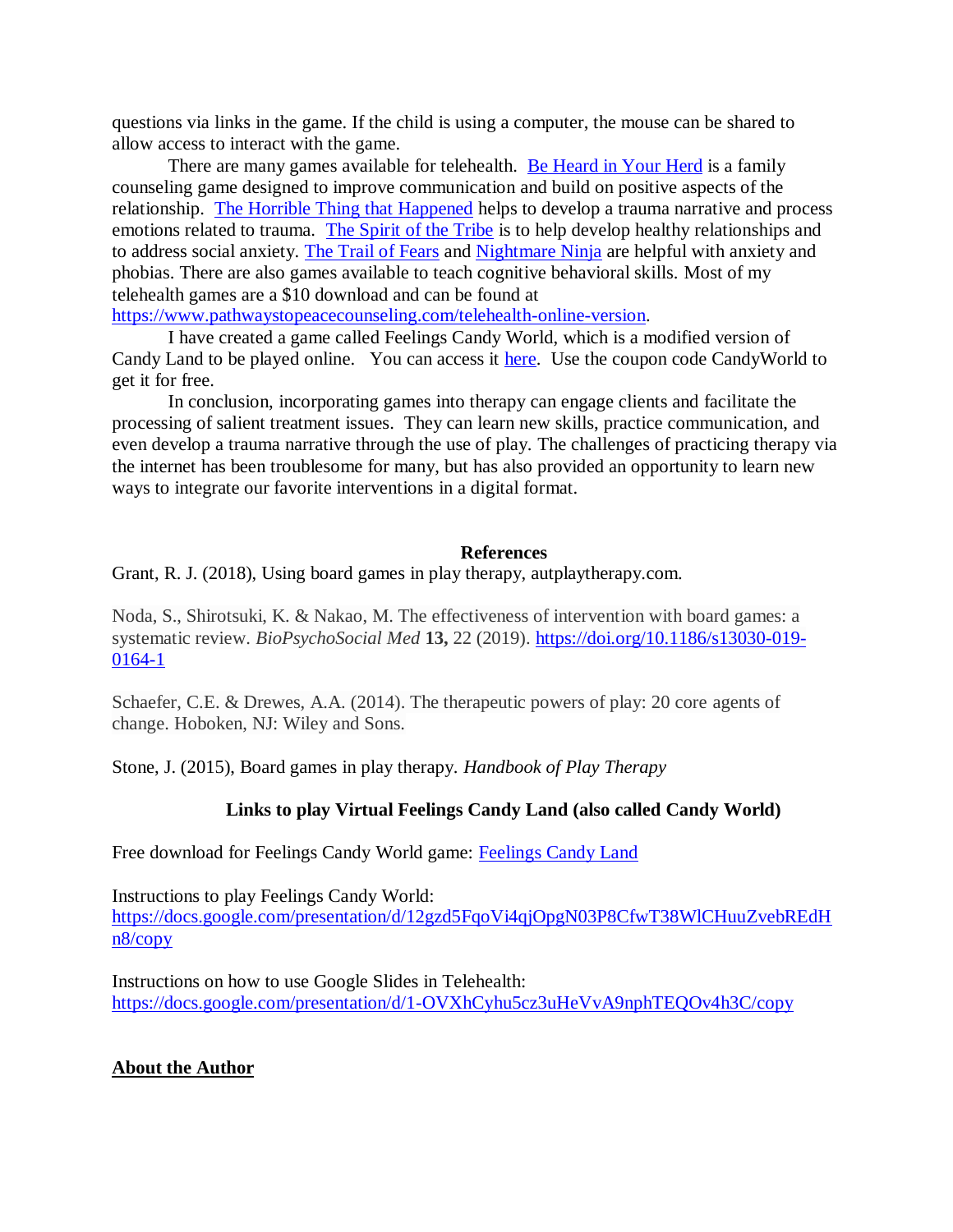questions via links in the game. If the child is using a computer, the mouse can be shared to allow access to interact with the game.

There are many games available for telehealth. Be Heard in Your Herd is a family counseling game designed to improve communication and build on positive aspects of the relationship. The Horrible Thing that Happened helps to develop a trauma narrative and process emotions related to trauma. The Spirit of the Tribe is to help develop healthy relationships and to address social anxiety. The Trail of Fears and Nightmare Ninja are helpful with anxiety and phobias. There are also games available to teach cognitive behavioral skills. Most of my telehealth games are a $10 download and can be found at https://www.pathwaystopeacecounseling.com/telehealth-online-version.

I have created a game called Feelings Candy World, which is a modified version of Candy Land to be played online. You can access it here. Use the coupon code CandyWorld to get it for free.

In conclusion, incorporating games into therapy can engage clients and facilitate the processing of salient treatment issues. They can learn new skills, practice communication, and even develop a trauma narrative through the use of play. The challenges of practicing therapy via the internet has been troublesome for many, but has also provided an opportunity to learn new ways to integrate our favorite interventions in a digital format.

## References

Grant, R. J. (2018), Using board games in play therapy, autplaytherapy.com.

Noda, S., Shirotsuki, K. & Nakao, M. The effectiveness of intervention with board games: a systematic review. *BioPsychoSocial Med* **13,** 22 (2019). https://doi.org/10.1186/s13030-019-0164-1

Schaefer, C.E. & Drewes, A.A. (2014). The therapeutic powers of play: 20 core agents of change. Hoboken, NJ: Wiley and Sons.

Stone, J. (2015), Board games in play therapy. *Handbook of Play Therapy*

### Links to play Virtual Feelings Candy Land (also called Candy World)

Free download for Feelings Candy World game: Feelings Candy Land

Instructions to play Feelings Candy World: https://docs.google.com/presentation/d/12gzd5FqoVi4qjOpgN03P8CfwT38WlCHuuZvebREdHn8/copy

Instructions on how to use Google Slides in Telehealth: https://docs.google.com/presentation/d/1-OVXhCyhu5cz3uHeVvA9nphTEQOv4h3C/copy

**About the Author**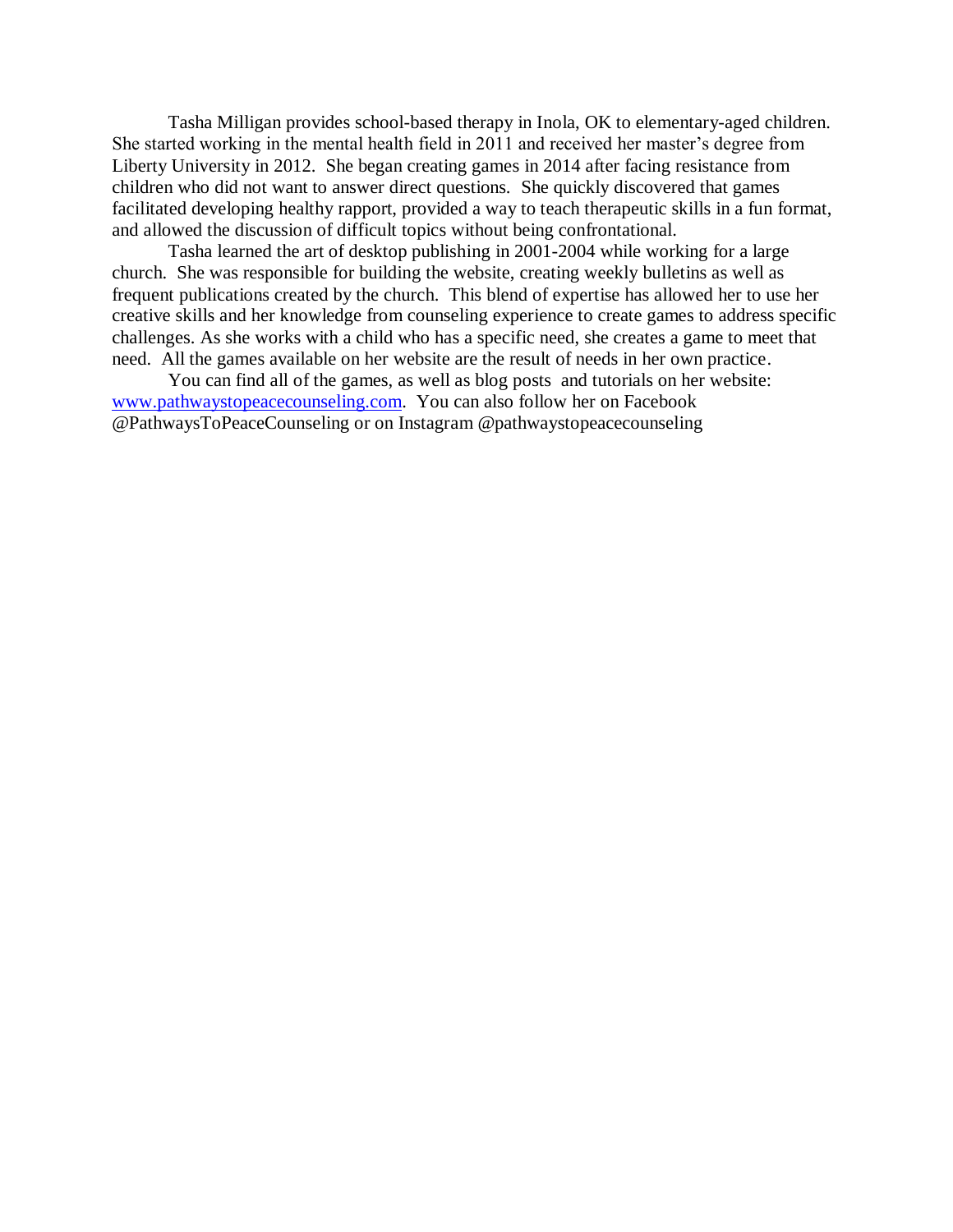Tasha Milligan provides school-based therapy in Inola, OK to elementary-aged children. She started working in the mental health field in 2011 and received her master's degree from Liberty University in 2012. She began creating games in 2014 after facing resistance from children who did not want to answer direct questions. She quickly discovered that games facilitated developing healthy rapport, provided a way to teach therapeutic skills in a fun format, and allowed the discussion of difficult topics without being confrontational.

Tasha learned the art of desktop publishing in 2001-2004 while working for a large church. She was responsible for building the website, creating weekly bulletins as well as frequent publications created by the church. This blend of expertise has allowed her to use her creative skills and her knowledge from counseling experience to create games to address specific challenges. As she works with a child who has a specific need, she creates a game to meet that need. All the games available on her website are the result of needs in her own practice.

You can find all of the games, as well as blog posts and tutorials on her website: [www.pathwaystopeacecounseling.com](http://www.pathwaystopeacecounseling.com). You can also follow her on Facebook @PathwaysToPeaceCounseling or on Instagram @pathwaystopeacecounseling